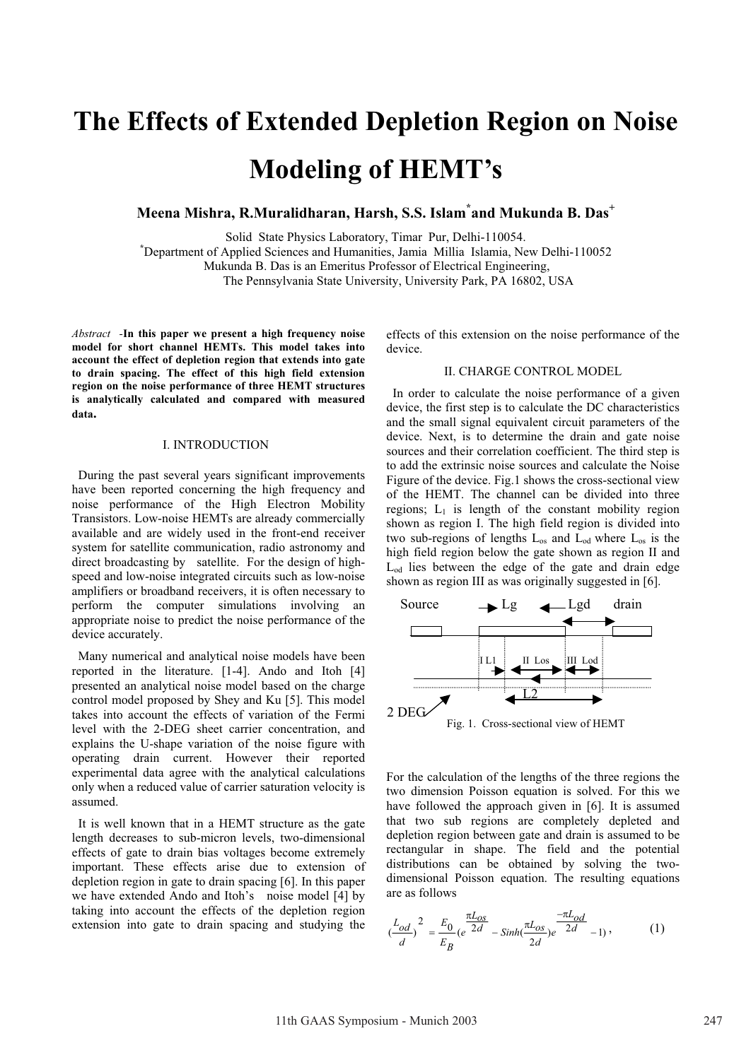# The Effects of Extended Depletion Region on Noise Modeling of HEMT's

**Meena Mishra, R.Muralidharan, Harsh, S.S. Islam[*] and Mukunda B. Das[+]**

Solid State Physics Laboratory, Timar Pur, Delhi-110054.
[*]Department of Applied Sciences and Humanities, Jamia Millia Islamia, New Delhi-110052
Mukunda B. Das is an Emeritus Professor of Electrical Engineering,
The Pennsylvania State University, University Park, PA 16802, USA

*Abstract* -**In this paper we present a high frequency noise model for short channel HEMTs. This model takes into account the effect of depletion region that extends into gate to drain spacing. The effect of this high field extension region on the noise performance of three HEMT structures is analytically calculated and compared with measured data.**

## I. INTRODUCTION

During the past several years significant improvements have been reported concerning the high frequency and noise performance of the High Electron Mobility Transistors. Low-noise HEMTs are already commercially available and are widely used in the front-end receiver system for satellite communication, radio astronomy and direct broadcasting by satellite. For the design of high-speed and low-noise integrated circuits such as low-noise amplifiers or broadband receivers, it is often necessary to perform the computer simulations involving an appropriate noise to predict the noise performance of the device accurately.

Many numerical and analytical noise models have been reported in the literature. [1-4]. Ando and Itoh [4] presented an analytical noise model based on the charge control model proposed by Shey and Ku [5]. This model takes into account the effects of variation of the Fermi level with the 2-DEG sheet carrier concentration, and explains the U-shape variation of the noise figure with operating drain current. However their reported experimental data agree with the analytical calculations only when a reduced value of carrier saturation velocity is assumed.

It is well known that in a HEMT structure as the gate length decreases to sub-micron levels, two-dimensional effects of gate to drain bias voltages become extremely important. These effects arise due to extension of depletion region in gate to drain spacing [6]. In this paper we have extended Ando and Itoh's noise model [4] by taking into account the effects of the depletion region extension into gate to drain spacing and studying the effects of this extension on the noise performance of the device.

## II. CHARGE CONTROL MODEL

In order to calculate the noise performance of a given device, the first step is to calculate the DC characteristics and the small signal equivalent circuit parameters of the device. Next, is to determine the drain and gate noise sources and their correlation coefficient. The third step is to add the extrinsic noise sources and calculate the Noise Figure of the device. Fig.1 shows the cross-sectional view of the HEMT. The channel can be divided into three regions; $L_1$ is length of the constant mobility region shown as region I. The high field region is divided into two sub-regions of lengths $L_{os}$ and $L_{od}$ where $L_{os}$ is the high field region below the gate shown as region II and $L_{od}$ lies between the edge of the gate and drain edge shown as region III as was originally suggested in [6].

Source → Lg ← Lgd drain

I L1 II Los III Lod

L2

2 DEG

Fig. 1. Cross-sectional view of HEMT

For the calculation of the lengths of the three regions the two dimension Poisson equation is solved. For this we have followed the approach given in [6]. It is assumed that two sub regions are completely depleted and depletion region between gate and drain is assumed to be rectangular in shape. The field and the potential distributions can be obtained by solving the two-dimensional Poisson equation. The resulting equations are as follows

$$\left(\frac{L_{od}}{d}\right)^2 = \frac{E_0}{E_B}\left(e^{\frac{\pi L_{os}}{2d}} - Sinh\left(\frac{\pi L_{os}}{2d}\right)e^{\frac{-\pi L_{od}}{2d}} - 1\right), \tag{1}$$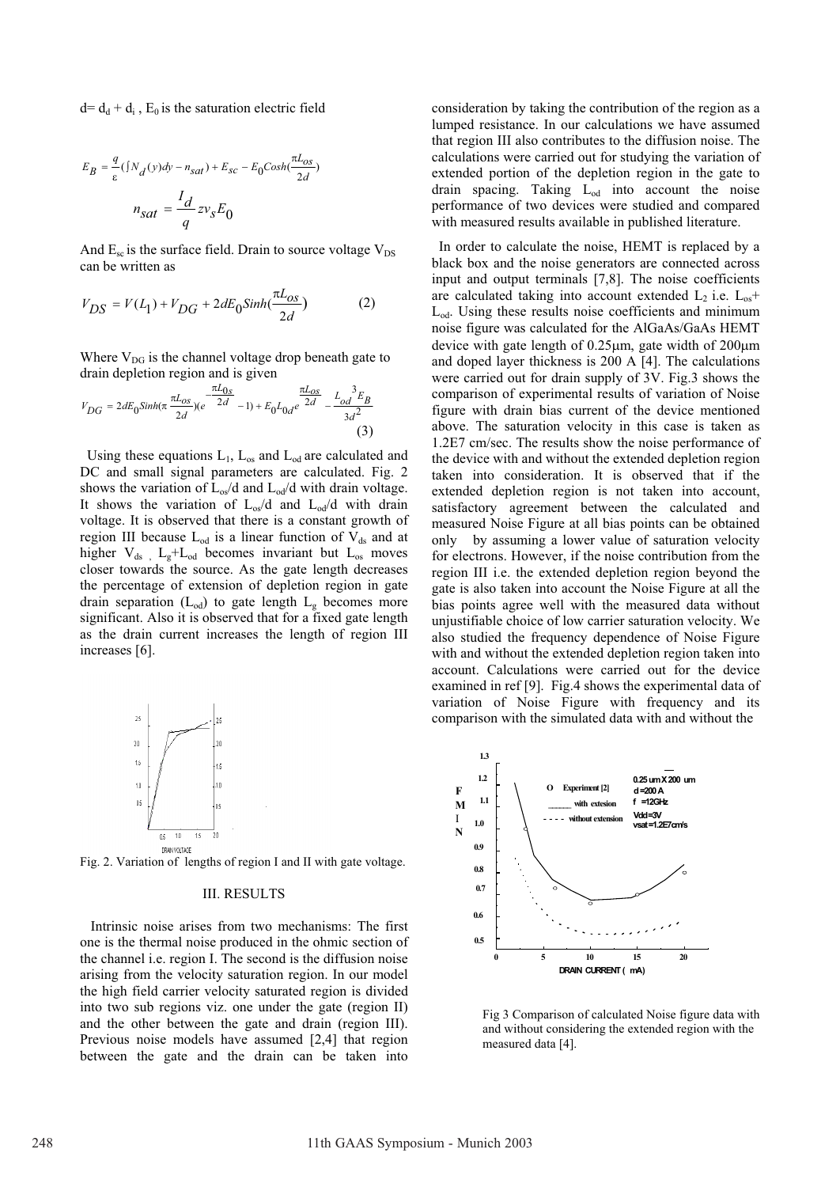$d = d_d + d_i$ , $E_0$ is the saturation electric field

$$E_B = \frac{q}{\varepsilon}\left(\int N_d(y)dy - n_{sat}\right) + E_{sc} - E_0 Cosh\left(\frac{\pi L_{os}}{2d}\right)$$

$$n_{sat} = \frac{I_d}{q} z v_s E_0$$

And $E_{sc}$ is the surface field. Drain to source voltage $V_{DS}$ can be written as

$$V_{DS} = V(L_1) + V_{DG} + 2dE_0 Sinh\left(\frac{\pi L_{os}}{2d}\right) \quad (2)$$

Where $V_{DG}$ is the channel voltage drop beneath gate to drain depletion region and is given

$$V_{DG} = 2dE_0 Sinh\left(\pi\frac{\pi L_{os}}{2d}\right)\left(e^{-\frac{\pi L_{0s}}{2d}} - 1\right) + E_0 L_{0d} e^{\frac{\pi L_{os}}{2d}} - \frac{L_{od}^{\ 3} E_B}{3d^2} \quad (3)$$

Using these equations $L_1$, $L_{os}$ and $L_{od}$ are calculated and DC and small signal parameters are calculated. Fig. 2 shows the variation of $L_{os}/d$ and $L_{od}/d$ with drain voltage. It shows the variation of $L_{os}/d$ and $L_{od}/d$ with drain voltage. It is observed that there is a constant growth of region III because $L_{od}$ is a linear function of $V_{ds}$ and at higher $V_{ds}$ , $L_g+L_{od}$ becomes invariant but $L_{os}$ moves closer towards the source. As the gate length decreases the percentage of extension of depletion region in gate drain separation ($L_{od}$) to gate length $L_g$ becomes more significant. Also it is observed that for a fixed gate length as the drain current increases the length of region III increases [6].

Fig. 2. Variation of lengths of region I and II with gate voltage.

## III. RESULTS

Intrinsic noise arises from two mechanisms: The first one is the thermal noise produced in the ohmic section of the channel i.e. region I. The second is the diffusion noise arising from the velocity saturation region. In our model the high field carrier velocity saturated region is divided into two sub regions viz. one under the gate (region II) and the other between the gate and drain (region III). Previous noise models have assumed [2,4] that region between the gate and the drain can be taken into consideration by taking the contribution of the region as a lumped resistance. In our calculations we have assumed that region III also contributes to the diffusion noise. The calculations were carried out for studying the variation of extended portion of the depletion region in the gate to drain spacing. Taking $L_{od}$ into account the noise performance of two devices were studied and compared with measured results available in published literature.

In order to calculate the noise, HEMT is replaced by a black box and the noise generators are connected across input and output terminals [7,8]. The noise coefficients are calculated taking into account extended $L_2$ i.e. $L_{os}$+ $L_{od}$. Using these results noise coefficients and minimum noise figure was calculated for the AlGaAs/GaAs HEMT device with gate length of 0.25μm, gate width of 200μm and doped layer thickness is 200 A [4]. The calculations were carried out for drain supply of 3V. Fig.3 shows the comparison of experimental results of variation of Noise figure with drain bias current of the device mentioned above. The saturation velocity in this case is taken as 1.2E7 cm/sec. The results show the noise performance of the device with and without the extended depletion region taken into consideration. It is observed that if the extended depletion region is not taken into account, satisfactory agreement between the calculated and measured Noise Figure at all bias points can be obtained only by assuming a lower value of saturation velocity for electrons. However, if the noise contribution from the region III i.e. the extended depletion region beyond the gate is also taken into account the Noise Figure at all the bias points agree well with the measured data without unjustifiable choice of low carrier saturation velocity. We also studied the frequency dependence of Noise Figure with and without the extended depletion region taken into account. Calculations were carried out for the device examined in ref [9]. Fig.4 shows the experimental data of variation of Noise Figure with frequency and its comparison with the simulated data with and without the

Fig 3 Comparison of calculated Noise figure data with and without considering the extended region with the measured data [4].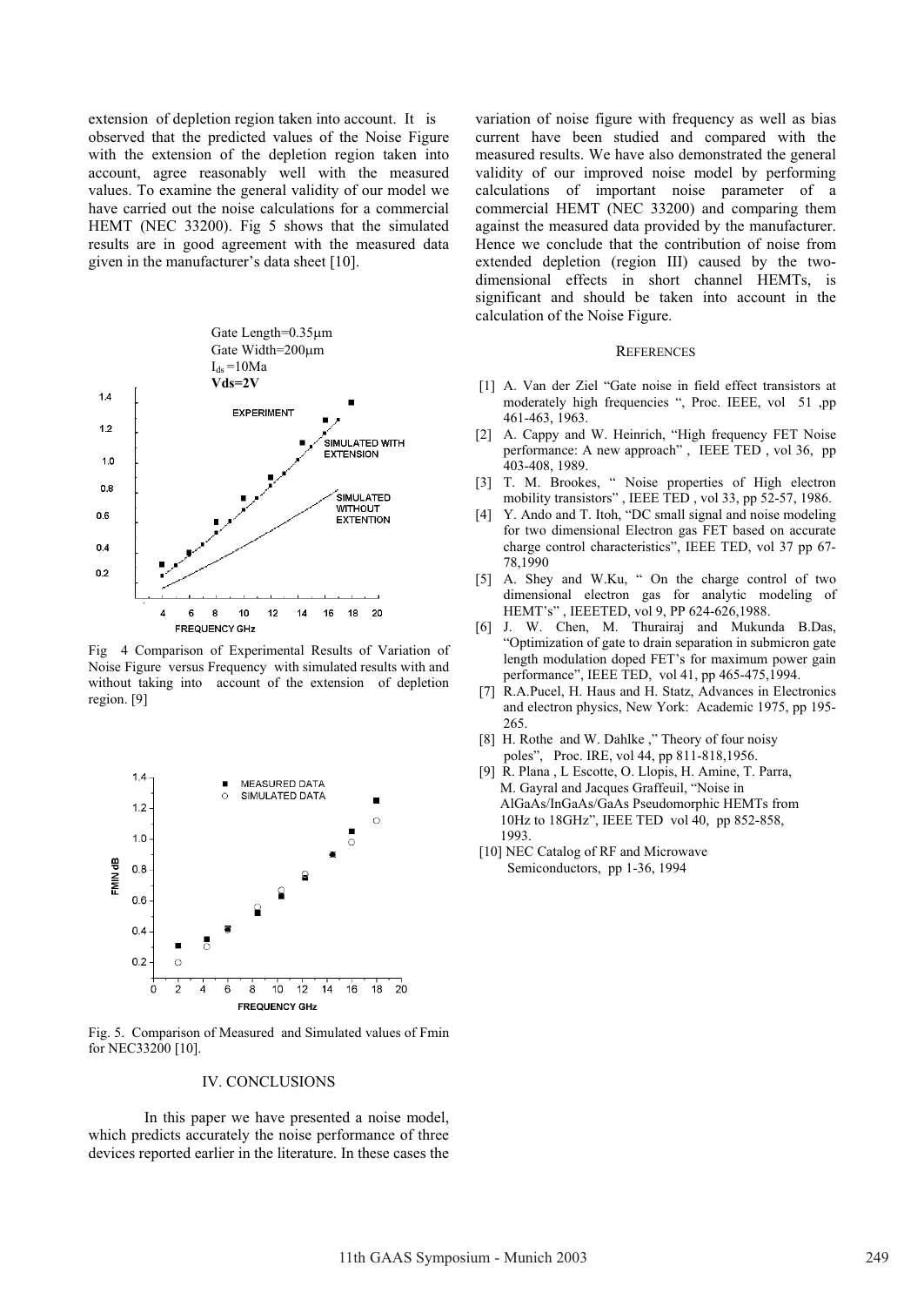extension of depletion region taken into account. It is observed that the predicted values of the Noise Figure with the extension of the depletion region taken into account, agree reasonably well with the measured values. To examine the general validity of our model we have carried out the noise calculations for a commercial HEMT (NEC 33200). Fig 5 shows that the simulated results are in good agreement with the measured data given in the manufacturer's data sheet [10].

Gate Length=0.35μm
Gate Width=200μm
$I_{ds}$ =10Ma
**Vds=2V**

EXPERIMENT
SIMULATED WITH EXTENSION
SIMULATED WITHOUT EXTENTION
FREQUENCY GHz

Fig 4 Comparison of Experimental Results of Variation of Noise Figure versus Frequency with simulated results with and without taking into account of the extension of depletion region. [9]

MEASURED DATA
SIMULATED DATA
FMIN dB
FREQUENCY GHz

Fig. 5. Comparison of Measured and Simulated values of Fmin for NEC33200 [10].

## IV. CONCLUSIONS

In this paper we have presented a noise model, which predicts accurately the noise performance of three devices reported earlier in the literature. In these cases the variation of noise figure with frequency as well as bias current have been studied and compared with the measured results. We have also demonstrated the general validity of our improved noise model by performing calculations of important noise parameter of a commercial HEMT (NEC 33200) and comparing them against the measured data provided by the manufacturer. Hence we conclude that the contribution of noise from extended depletion (region III) caused by the two-dimensional effects in short channel HEMTs, is significant and should be taken into account in the calculation of the Noise Figure.

## REFERENCES

[1] A. Van der Ziel "Gate noise in field effect transistors at moderately high frequencies ", Proc. IEEE, vol 51 ,pp 461-463, 1963.

[2] A. Cappy and W. Heinrich, "High frequency FET Noise performance: A new approach" , IEEE TED , vol 36, pp 403-408, 1989.

[3] T. M. Brookes, " Noise properties of High electron mobility transistors" , IEEE TED , vol 33, pp 52-57, 1986.

[4] Y. Ando and T. Itoh, "DC small signal and noise modeling for two dimensional Electron gas FET based on accurate charge control characteristics", IEEE TED, vol 37 pp 67-78,1990

[5] A. Shey and W.Ku, " On the charge control of two dimensional electron gas for analytic modeling of HEMT's" , IEEETED, vol 9, PP 624-626,1988.

[6] J. W. Chen, M. Thurairaj and Mukunda B.Das, "Optimization of gate to drain separation in submicron gate length modulation doped FET's for maximum power gain performance", IEEE TED, vol 41, pp 465-475,1994.

[7] R.A.Pucel, H. Haus and H. Statz, Advances in Electronics and electron physics, New York: Academic 1975, pp 195-265.

[8] H. Rothe and W. Dahlke ," Theory of four noisy poles", Proc. IRE, vol 44, pp 811-818,1956.

[9] R. Plana , L Escotte, O. Llopis, H. Amine, T. Parra, M. Gayral and Jacques Graffeuil, "Noise in AlGaAs/InGaAs/GaAs Pseudomorphic HEMTs from 10Hz to 18GHz", IEEE TED vol 40, pp 852-858, 1993.

[10] NEC Catalog of RF and Microwave Semiconductors, pp 1-36, 1994